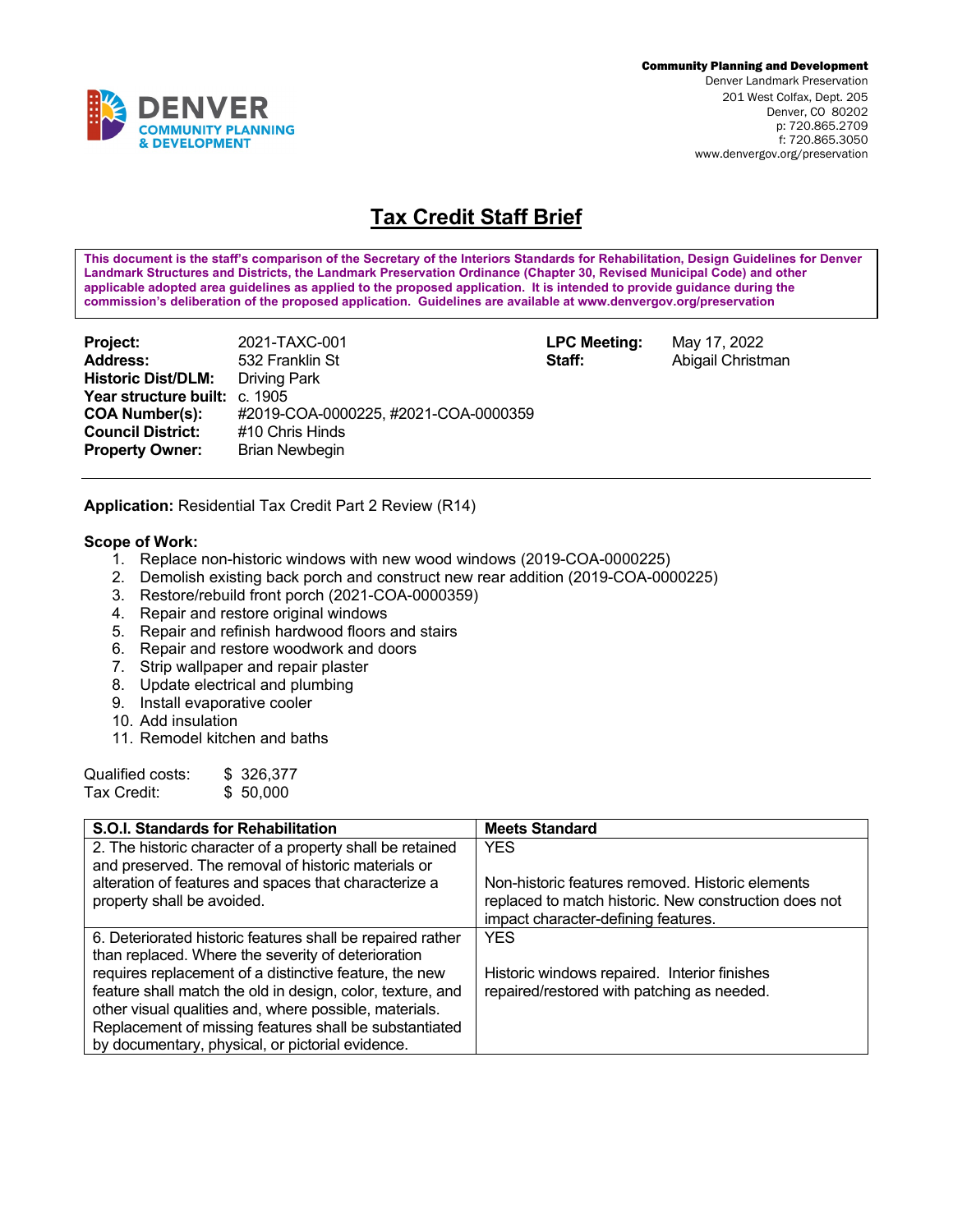**Community Planning and Development**
Denver Landmark Preservation
201 West Colfax, Dept. 205
Denver, CO 80202
p: 720.865.2709
f: 720.865.3050
www.denvergov.org/preservation

# Tax Credit Staff Brief

**This document is the staff's comparison of the Secretary of the Interiors Standards for Rehabilitation, Design Guidelines for Denver Landmark Structures and Districts, the Landmark Preservation Ordinance (Chapter 30, Revised Municipal Code) and other applicable adopted area guidelines as applied to the proposed application. It is intended to provide guidance during the commission's deliberation of the proposed application. Guidelines are available at www.denvergov.org/preservation**

**Project:** 2021-TAXC-001
**Address:** 532 Franklin St
**Historic Dist/DLM:** Driving Park
**Year structure built:** c. 1905
**COA Number(s):** #2019-COA-0000225, #2021-COA-0000359
**Council District:** #10 Chris Hinds
**Property Owner:** Brian Newbegin

**LPC Meeting:** May 17, 2022
**Staff:** Abigail Christman

**Application:** Residential Tax Credit Part 2 Review (R14)

**Scope of Work:**

1. Replace non-historic windows with new wood windows (2019-COA-0000225)
2. Demolish existing back porch and construct new rear addition (2019-COA-0000225)
3. Restore/rebuild front porch (2021-COA-0000359)
4. Repair and restore original windows
5. Repair and refinish hardwood floors and stairs
6. Repair and restore woodwork and doors
7. Strip wallpaper and repair plaster
8. Update electrical and plumbing
9. Install evaporative cooler
10. Add insulation
11. Remodel kitchen and baths

Qualified costs: $ 326,377
Tax Credit: $ 50,000

| S.O.I. Standards for Rehabilitation | Meets Standard |
|---|---|
| 2. The historic character of a property shall be retained and preserved. The removal of historic materials or alteration of features and spaces that characterize a property shall be avoided. | YES<br><br>Non-historic features removed. Historic elements replaced to match historic. New construction does not impact character-defining features. |
| 6. Deteriorated historic features shall be repaired rather than replaced. Where the severity of deterioration requires replacement of a distinctive feature, the new feature shall match the old in design, color, texture, and other visual qualities and, where possible, materials. Replacement of missing features shall be substantiated by documentary, physical, or pictorial evidence. | YES<br><br>Historic windows repaired. Interior finishes repaired/restored with patching as needed. |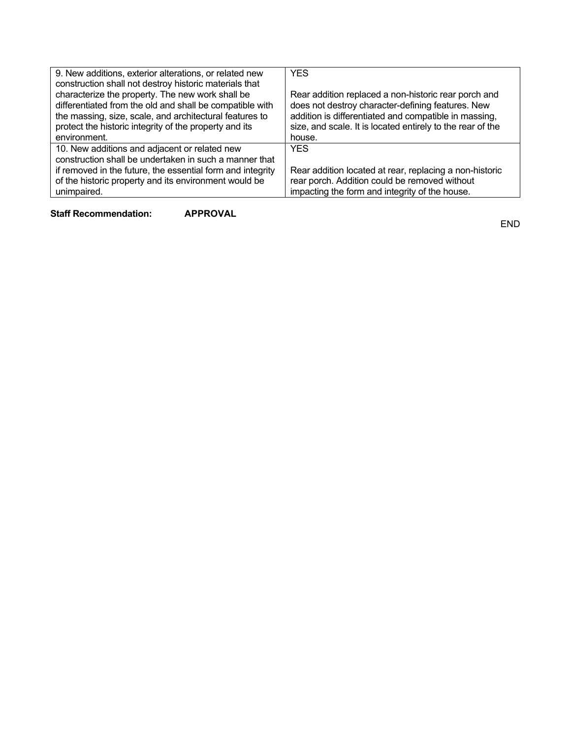| | |
|---|---|
| 9. New additions, exterior alterations, or related new construction shall not destroy historic materials that characterize the property. The new work shall be differentiated from the old and shall be compatible with the massing, size, scale, and architectural features to protect the historic integrity of the property and its environment. | YES<br><br>Rear addition replaced a non-historic rear porch and does not destroy character-defining features. New addition is differentiated and compatible in massing, size, and scale. It is located entirely to the rear of the house. |
| 10. New additions and adjacent or related new construction shall be undertaken in such a manner that if removed in the future, the essential form and integrity of the historic property and its environment would be unimpaired. | YES<br><br>Rear addition located at rear, replacing a non-historic rear porch. Addition could be removed without impacting the form and integrity of the house. |

**Staff Recommendation: APPROVAL**

END